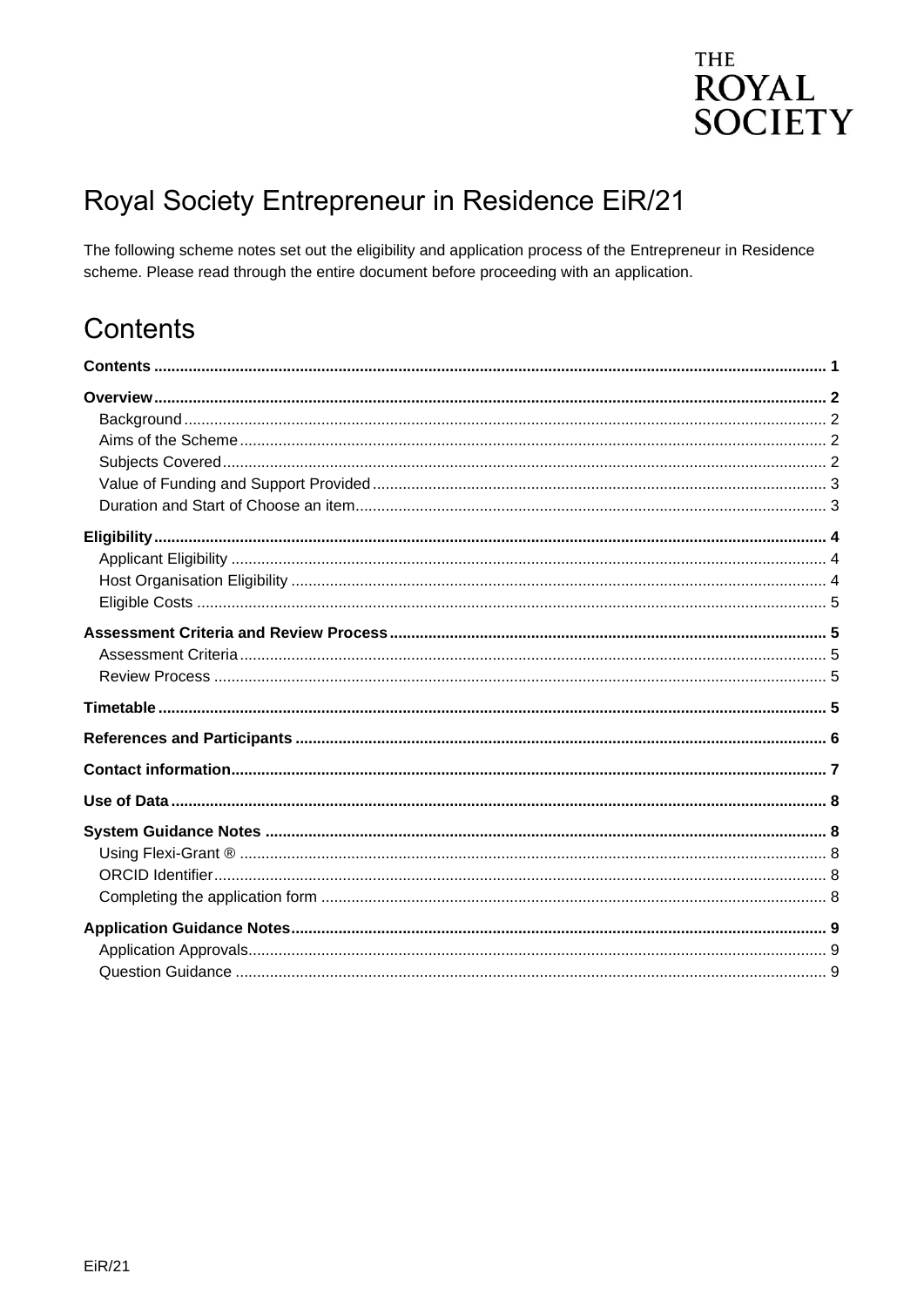THE ROYAL SOCIETY

# Royal Society Entrepreneur in Residence EiR/21

The following scheme notes set out the eligibility and application process of the Entrepreneur in Residence scheme. Please read through the entire document before proceeding with an application.

# Contents

**Contents** ..... 1

**Overview** ..... 2

- Background ..... 2
- Aims of the Scheme ..... 2
- Subjects Covered ..... 2
- Value of Funding and Support Provided ..... 3
- Duration and Start of Choose an item ..... 3

**Eligibility** ..... 4

- Applicant Eligibility ..... 4
- Host Organisation Eligibility ..... 4
- Eligible Costs ..... 5

**Assessment Criteria and Review Process** ..... 5

- Assessment Criteria ..... 5
- Review Process ..... 5

**Timetable** ..... 5

**References and Participants** ..... 6

**Contact information** ..... 7

**Use of Data** ..... 8

**System Guidance Notes** ..... 8

- Using Flexi-Grant ® ..... 8
- ORCID Identifier ..... 8
- Completing the application form ..... 8

**Application Guidance Notes** ..... 9

- Application Approvals ..... 9
- Question Guidance ..... 9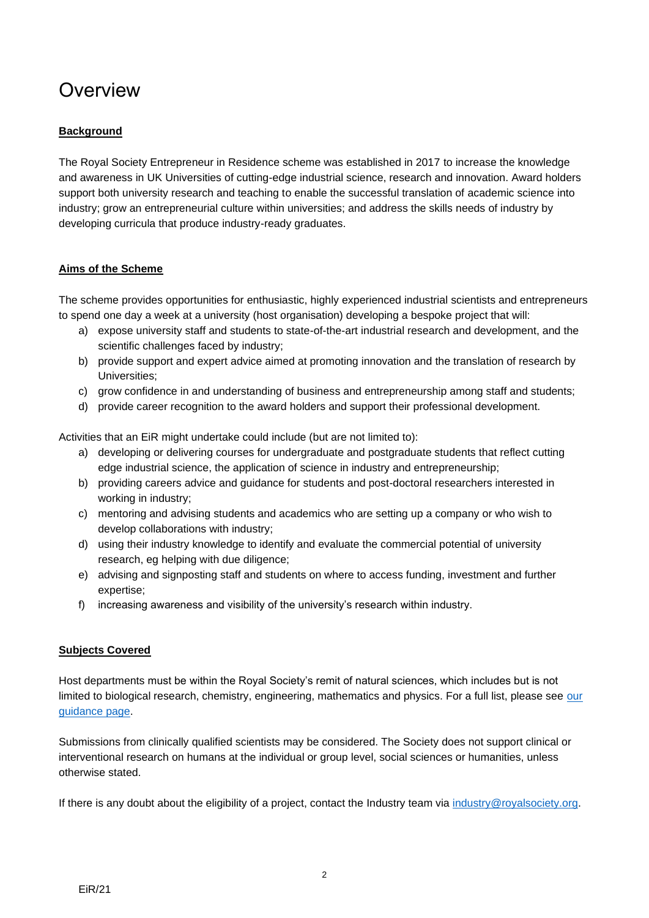# Overview

**Background**

The Royal Society Entrepreneur in Residence scheme was established in 2017 to increase the knowledge and awareness in UK Universities of cutting-edge industrial science, research and innovation. Award holders support both university research and teaching to enable the successful translation of academic science into industry; grow an entrepreneurial culture within universities; and address the skills needs of industry by developing curricula that produce industry-ready graduates.

**Aims of the Scheme**

The scheme provides opportunities for enthusiastic, highly experienced industrial scientists and entrepreneurs to spend one day a week at a university (host organisation) developing a bespoke project that will:

a) expose university staff and students to state-of-the-art industrial research and development, and the scientific challenges faced by industry;
b) provide support and expert advice aimed at promoting innovation and the translation of research by Universities;
c) grow confidence in and understanding of business and entrepreneurship among staff and students;
d) provide career recognition to the award holders and support their professional development.

Activities that an EiR might undertake could include (but are not limited to):

a) developing or delivering courses for undergraduate and postgraduate students that reflect cutting edge industrial science, the application of science in industry and entrepreneurship;
b) providing careers advice and guidance for students and post-doctoral researchers interested in working in industry;
c) mentoring and advising students and academics who are setting up a company or who wish to develop collaborations with industry;
d) using their industry knowledge to identify and evaluate the commercial potential of university research, eg helping with due diligence;
e) advising and signposting staff and students on where to access funding, investment and further expertise;
f) increasing awareness and visibility of the university's research within industry.

**Subjects Covered**

Host departments must be within the Royal Society's remit of natural sciences, which includes but is not limited to biological research, chemistry, engineering, mathematics and physics. For a full list, please see our guidance page.

Submissions from clinically qualified scientists may be considered. The Society does not support clinical or interventional research on humans at the individual or group level, social sciences or humanities, unless otherwise stated.

If there is any doubt about the eligibility of a project, contact the Industry team via industry@royalsociety.org.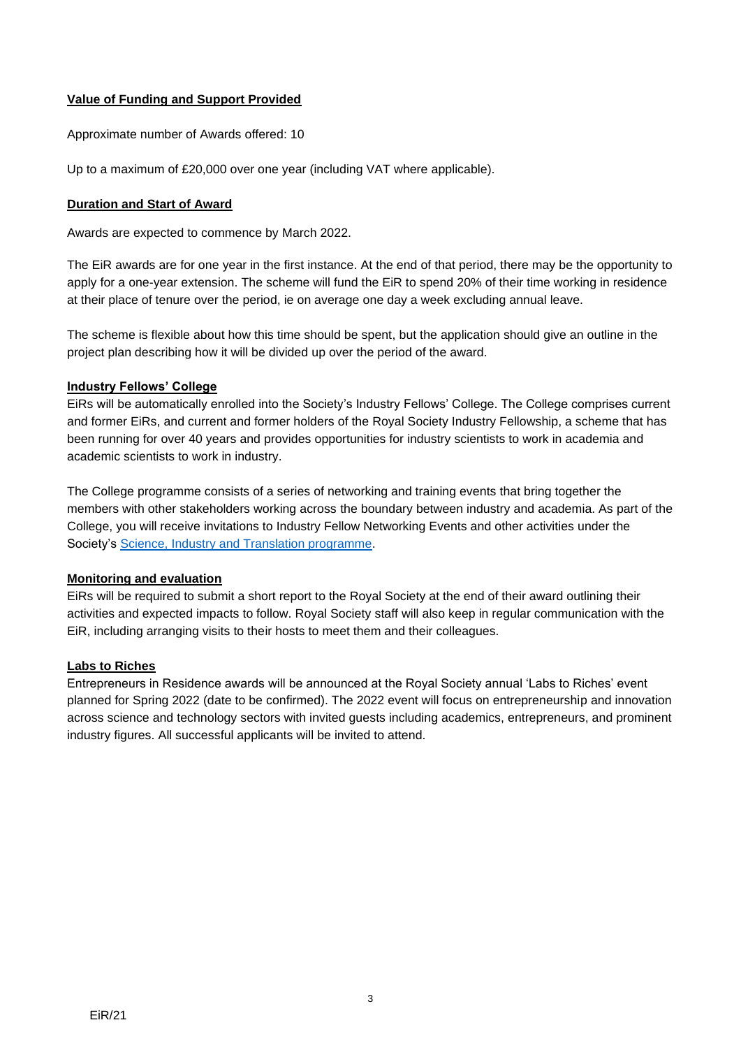## Value of Funding and Support Provided

Approximate number of Awards offered: 10

Up to a maximum of £20,000 over one year (including VAT where applicable).

## Duration and Start of Award

Awards are expected to commence by March 2022.

The EiR awards are for one year in the first instance. At the end of that period, there may be the opportunity to apply for a one-year extension. The scheme will fund the EiR to spend 20% of their time working in residence at their place of tenure over the period, ie on average one day a week excluding annual leave.

The scheme is flexible about how this time should be spent, but the application should give an outline in the project plan describing how it will be divided up over the period of the award.

## Industry Fellows' College

EiRs will be automatically enrolled into the Society's Industry Fellows' College. The College comprises current and former EiRs, and current and former holders of the Royal Society Industry Fellowship, a scheme that has been running for over 40 years and provides opportunities for industry scientists to work in academia and academic scientists to work in industry.

The College programme consists of a series of networking and training events that bring together the members with other stakeholders working across the boundary between industry and academia. As part of the College, you will receive invitations to Industry Fellow Networking Events and other activities under the Society's Science, Industry and Translation programme.

## Monitoring and evaluation

EiRs will be required to submit a short report to the Royal Society at the end of their award outlining their activities and expected impacts to follow. Royal Society staff will also keep in regular communication with the EiR, including arranging visits to their hosts to meet them and their colleagues.

## Labs to Riches

Entrepreneurs in Residence awards will be announced at the Royal Society annual 'Labs to Riches' event planned for Spring 2022 (date to be confirmed). The 2022 event will focus on entrepreneurship and innovation across science and technology sectors with invited guests including academics, entrepreneurs, and prominent industry figures. All successful applicants will be invited to attend.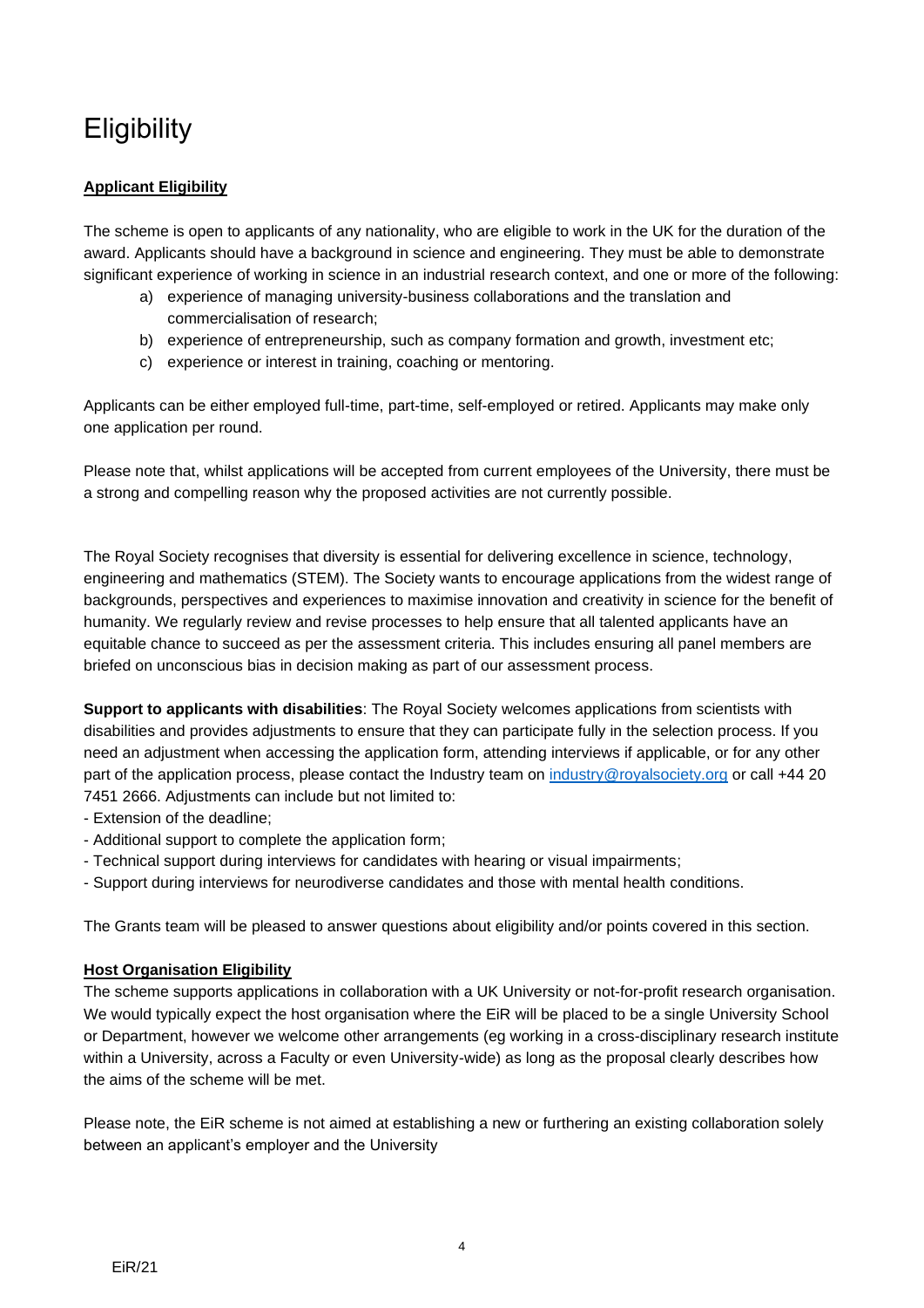# Eligibility

**Applicant Eligibility**

The scheme is open to applicants of any nationality, who are eligible to work in the UK for the duration of the award. Applicants should have a background in science and engineering. They must be able to demonstrate significant experience of working in science in an industrial research context, and one or more of the following:

a) experience of managing university-business collaborations and the translation and commercialisation of research;
b) experience of entrepreneurship, such as company formation and growth, investment etc;
c) experience or interest in training, coaching or mentoring.

Applicants can be either employed full-time, part-time, self-employed or retired. Applicants may make only one application per round.

Please note that, whilst applications will be accepted from current employees of the University, there must be a strong and compelling reason why the proposed activities are not currently possible.

The Royal Society recognises that diversity is essential for delivering excellence in science, technology, engineering and mathematics (STEM). The Society wants to encourage applications from the widest range of backgrounds, perspectives and experiences to maximise innovation and creativity in science for the benefit of humanity. We regularly review and revise processes to help ensure that all talented applicants have an equitable chance to succeed as per the assessment criteria. This includes ensuring all panel members are briefed on unconscious bias in decision making as part of our assessment process.

**Support to applicants with disabilities**: The Royal Society welcomes applications from scientists with disabilities and provides adjustments to ensure that they can participate fully in the selection process. If you need an adjustment when accessing the application form, attending interviews if applicable, or for any other part of the application process, please contact the Industry team on industry@royalsociety.org or call +44 20 7451 2666. Adjustments can include but not limited to:

- Extension of the deadline;
- Additional support to complete the application form;
- Technical support during interviews for candidates with hearing or visual impairments;
- Support during interviews for neurodiverse candidates and those with mental health conditions.

The Grants team will be pleased to answer questions about eligibility and/or points covered in this section.

**Host Organisation Eligibility**

The scheme supports applications in collaboration with a UK University or not-for-profit research organisation. We would typically expect the host organisation where the EiR will be placed to be a single University School or Department, however we welcome other arrangements (eg working in a cross-disciplinary research institute within a University, across a Faculty or even University-wide) as long as the proposal clearly describes how the aims of the scheme will be met.

Please note, the EiR scheme is not aimed at establishing a new or furthering an existing collaboration solely between an applicant's employer and the University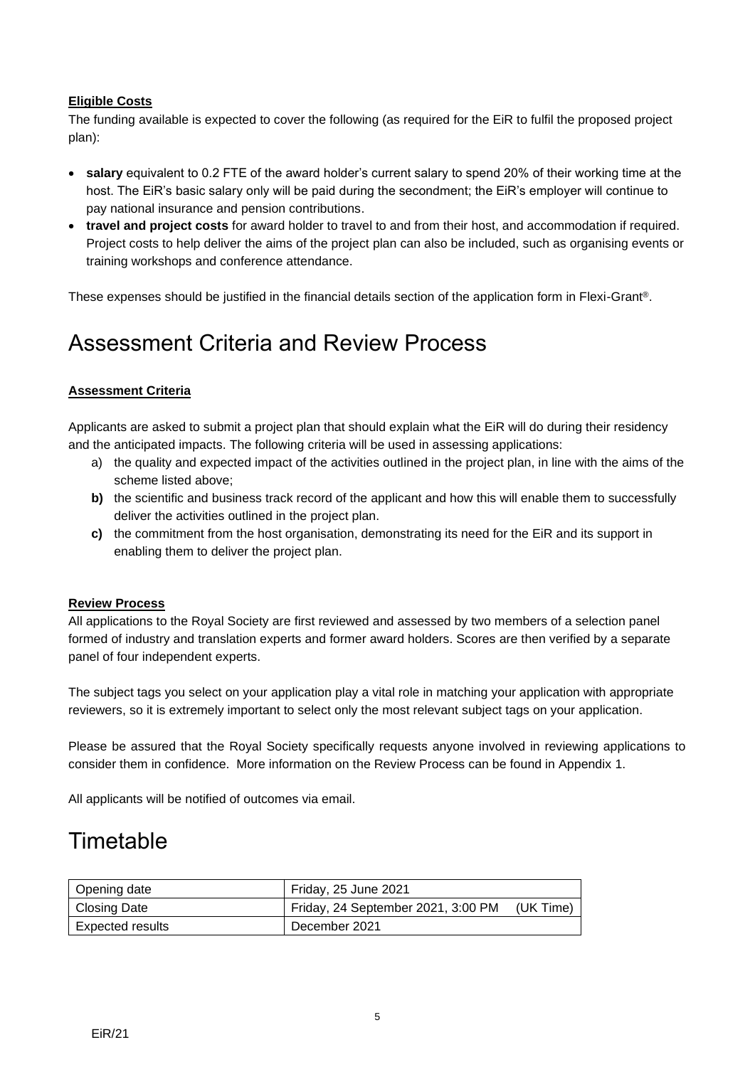**Eligible Costs**

The funding available is expected to cover the following (as required for the EiR to fulfil the proposed project plan):

- **salary** equivalent to 0.2 FTE of the award holder's current salary to spend 20% of their working time at the host. The EiR's basic salary only will be paid during the secondment; the EiR's employer will continue to pay national insurance and pension contributions.
- **travel and project costs** for award holder to travel to and from their host, and accommodation if required. Project costs to help deliver the aims of the project plan can also be included, such as organising events or training workshops and conference attendance.

These expenses should be justified in the financial details section of the application form in Flexi-Grant®.

# Assessment Criteria and Review Process

**Assessment Criteria**

Applicants are asked to submit a project plan that should explain what the EiR will do during their residency and the anticipated impacts. The following criteria will be used in assessing applications:

a) the quality and expected impact of the activities outlined in the project plan, in line with the aims of the scheme listed above;
**b)** the scientific and business track record of the applicant and how this will enable them to successfully deliver the activities outlined in the project plan.
**c)** the commitment from the host organisation, demonstrating its need for the EiR and its support in enabling them to deliver the project plan.

**Review Process**

All applications to the Royal Society are first reviewed and assessed by two members of a selection panel formed of industry and translation experts and former award holders. Scores are then verified by a separate panel of four independent experts.

The subject tags you select on your application play a vital role in matching your application with appropriate reviewers, so it is extremely important to select only the most relevant subject tags on your application.

Please be assured that the Royal Society specifically requests anyone involved in reviewing applications to consider them in confidence. More information on the Review Process can be found in Appendix 1.

All applicants will be notified of outcomes via email.

# Timetable

| | |
|---|---|
| Opening date | Friday, 25 June 2021 |
| Closing Date | Friday, 24 September 2021, 3:00 PM (UK Time) |
| Expected results | December 2021 |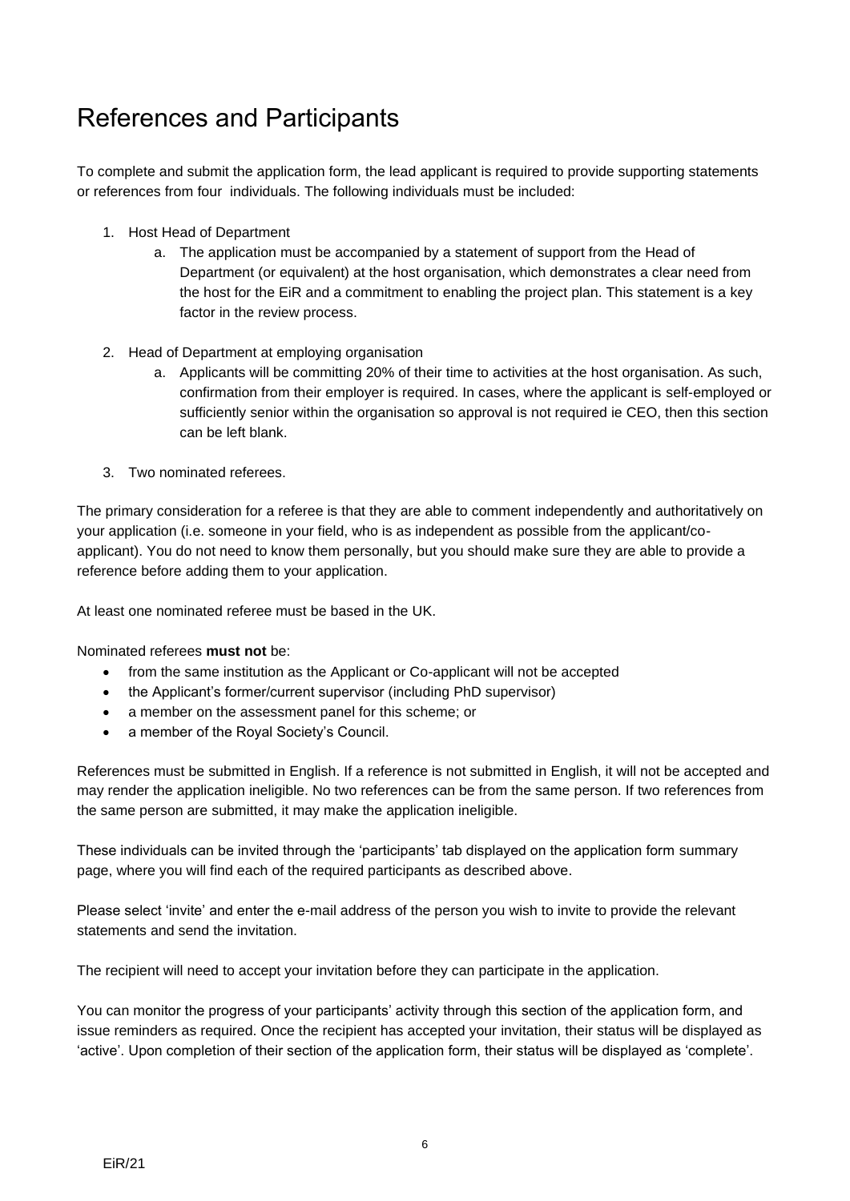# References and Participants

To complete and submit the application form, the lead applicant is required to provide supporting statements or references from four individuals. The following individuals must be included:

1. Host Head of Department
   a. The application must be accompanied by a statement of support from the Head of Department (or equivalent) at the host organisation, which demonstrates a clear need from the host for the EiR and a commitment to enabling the project plan. This statement is a key factor in the review process.
2. Head of Department at employing organisation
   a. Applicants will be committing 20% of their time to activities at the host organisation. As such, confirmation from their employer is required. In cases, where the applicant is self-employed or sufficiently senior within the organisation so approval is not required ie CEO, then this section can be left blank.
3. Two nominated referees.

The primary consideration for a referee is that they are able to comment independently and authoritatively on your application (i.e. someone in your field, who is as independent as possible from the applicant/co-applicant). You do not need to know them personally, but you should make sure they are able to provide a reference before adding them to your application.

At least one nominated referee must be based in the UK.

Nominated referees **must not** be:

- from the same institution as the Applicant or Co-applicant will not be accepted
- the Applicant's former/current supervisor (including PhD supervisor)
- a member on the assessment panel for this scheme; or
- a member of the Royal Society's Council.

References must be submitted in English. If a reference is not submitted in English, it will not be accepted and may render the application ineligible. No two references can be from the same person. If two references from the same person are submitted, it may make the application ineligible.

These individuals can be invited through the 'participants' tab displayed on the application form summary page, where you will find each of the required participants as described above.

Please select 'invite' and enter the e-mail address of the person you wish to invite to provide the relevant statements and send the invitation.

The recipient will need to accept your invitation before they can participate in the application.

You can monitor the progress of your participants' activity through this section of the application form, and issue reminders as required. Once the recipient has accepted your invitation, their status will be displayed as 'active'. Upon completion of their section of the application form, their status will be displayed as 'complete'.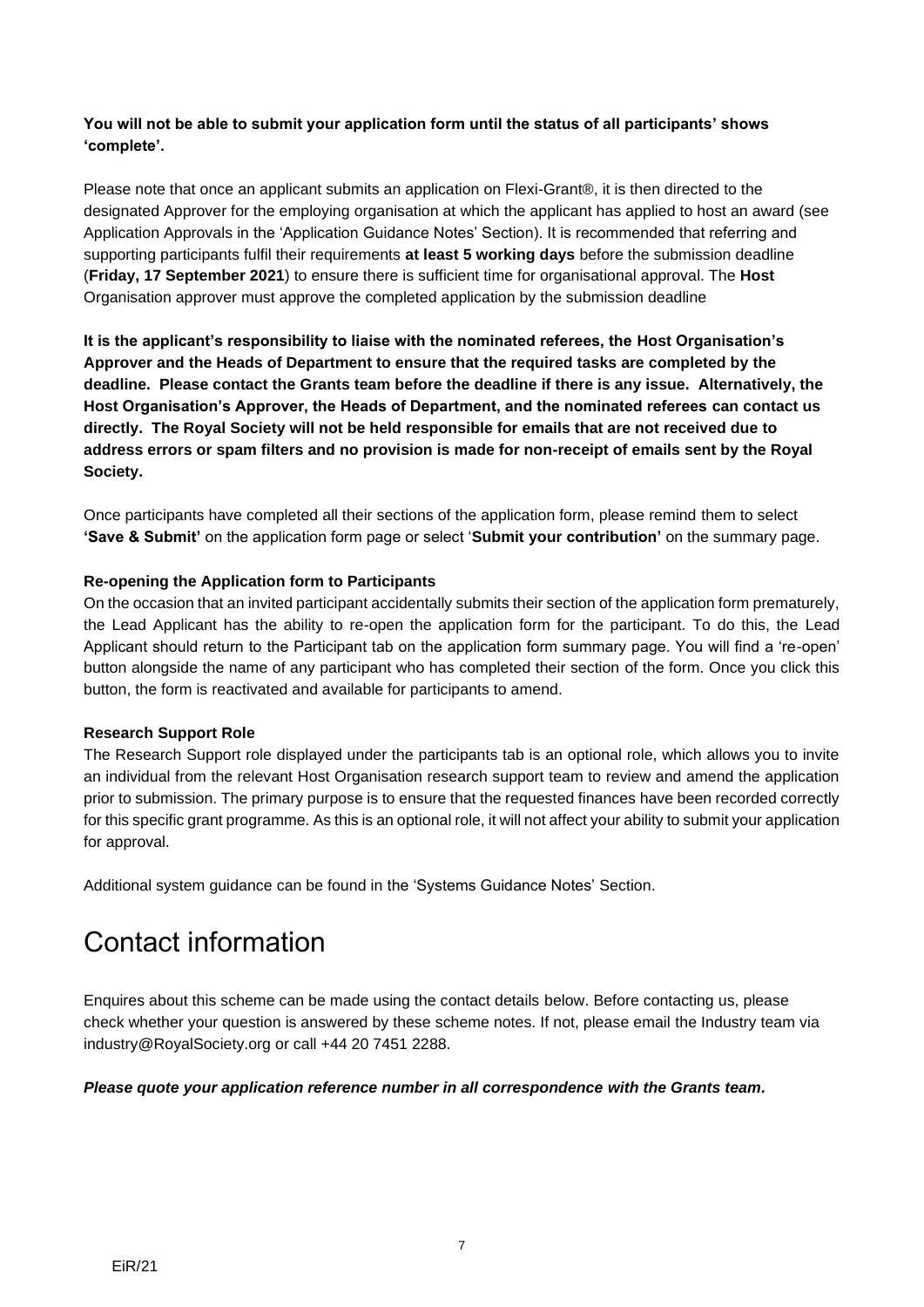**You will not be able to submit your application form until the status of all participants' shows 'complete'.**

Please note that once an applicant submits an application on Flexi-Grant®, it is then directed to the designated Approver for the employing organisation at which the applicant has applied to host an award (see Application Approvals in the 'Application Guidance Notes' Section). It is recommended that referring and supporting participants fulfil their requirements **at least 5 working days** before the submission deadline (**Friday, 17 September 2021**) to ensure there is sufficient time for organisational approval. The **Host** Organisation approver must approve the completed application by the submission deadline

**It is the applicant's responsibility to liaise with the nominated referees, the Host Organisation's Approver and the Heads of Department to ensure that the required tasks are completed by the deadline. Please contact the Grants team before the deadline if there is any issue. Alternatively, the Host Organisation's Approver, the Heads of Department, and the nominated referees can contact us directly. The Royal Society will not be held responsible for emails that are not received due to address errors or spam filters and no provision is made for non-receipt of emails sent by the Royal Society.**

Once participants have completed all their sections of the application form, please remind them to select **'Save & Submit'** on the application form page or select '**Submit your contribution'** on the summary page.

**Re-opening the Application form to Participants**

On the occasion that an invited participant accidentally submits their section of the application form prematurely, the Lead Applicant has the ability to re-open the application form for the participant. To do this, the Lead Applicant should return to the Participant tab on the application form summary page. You will find a 're-open' button alongside the name of any participant who has completed their section of the form. Once you click this button, the form is reactivated and available for participants to amend.

**Research Support Role**

The Research Support role displayed under the participants tab is an optional role, which allows you to invite an individual from the relevant Host Organisation research support team to review and amend the application prior to submission. The primary purpose is to ensure that the requested finances have been recorded correctly for this specific grant programme. As this is an optional role, it will not affect your ability to submit your application for approval.

Additional system guidance can be found in the 'Systems Guidance Notes' Section.

# Contact information

Enquires about this scheme can be made using the contact details below. Before contacting us, please check whether your question is answered by these scheme notes. If not, please email the Industry team via industry@RoyalSociety.org or call +44 20 7451 2288.

***Please quote your application reference number in all correspondence with the Grants team.***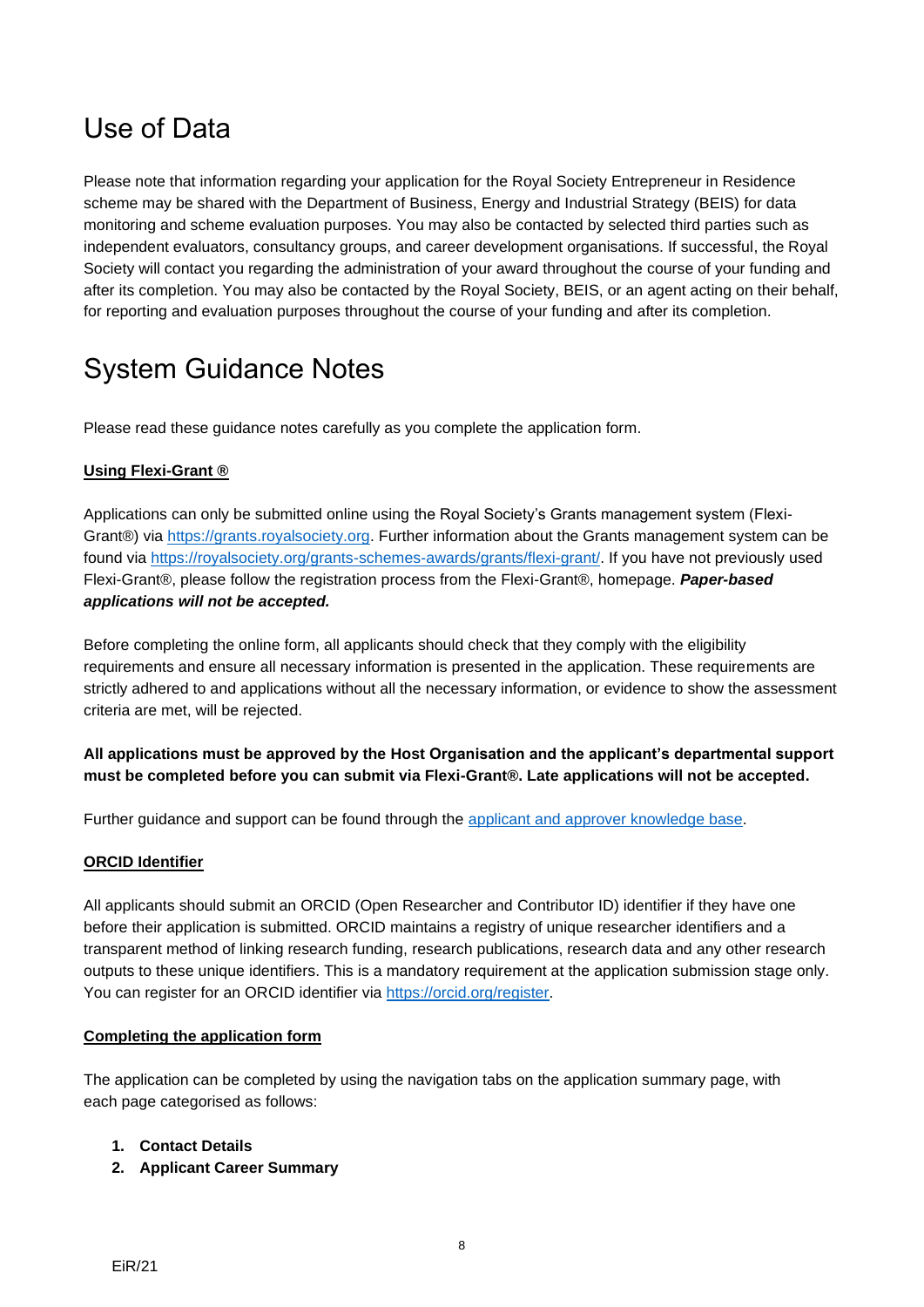# Use of Data

Please note that information regarding your application for the Royal Society Entrepreneur in Residence scheme may be shared with the Department of Business, Energy and Industrial Strategy (BEIS) for data monitoring and scheme evaluation purposes. You may also be contacted by selected third parties such as independent evaluators, consultancy groups, and career development organisations. If successful, the Royal Society will contact you regarding the administration of your award throughout the course of your funding and after its completion. You may also be contacted by the Royal Society, BEIS, or an agent acting on their behalf, for reporting and evaluation purposes throughout the course of your funding and after its completion.

# System Guidance Notes

Please read these guidance notes carefully as you complete the application form.

**Using Flexi-Grant ®**

Applications can only be submitted online using the Royal Society's Grants management system (Flexi-Grant®) via [https://grants.royalsociety.org](https://grants.royalsociety.org). Further information about the Grants management system can be found via [https://royalsociety.org/grants-schemes-awards/grants/flexi-grant/](https://royalsociety.org/grants-schemes-awards/grants/flexi-grant/). If you have not previously used Flexi-Grant®, please follow the registration process from the Flexi-Grant®, homepage. ***Paper-based applications will not be accepted.***

Before completing the online form, all applicants should check that they comply with the eligibility requirements and ensure all necessary information is presented in the application. These requirements are strictly adhered to and applications without all the necessary information, or evidence to show the assessment criteria are met, will be rejected.

**All applications must be approved by the Host Organisation and the applicant's departmental support must be completed before you can submit via Flexi-Grant®. Late applications will not be accepted.**

Further guidance and support can be found through the applicant and approver knowledge base.

**ORCID Identifier**

All applicants should submit an ORCID (Open Researcher and Contributor ID) identifier if they have one before their application is submitted. ORCID maintains a registry of unique researcher identifiers and a transparent method of linking research funding, research publications, research data and any other research outputs to these unique identifiers. This is a mandatory requirement at the application submission stage only. You can register for an ORCID identifier via [https://orcid.org/register](https://orcid.org/register).

**Completing the application form**

The application can be completed by using the navigation tabs on the application summary page, with each page categorised as follows:

1. **Contact Details**
2. **Applicant Career Summary**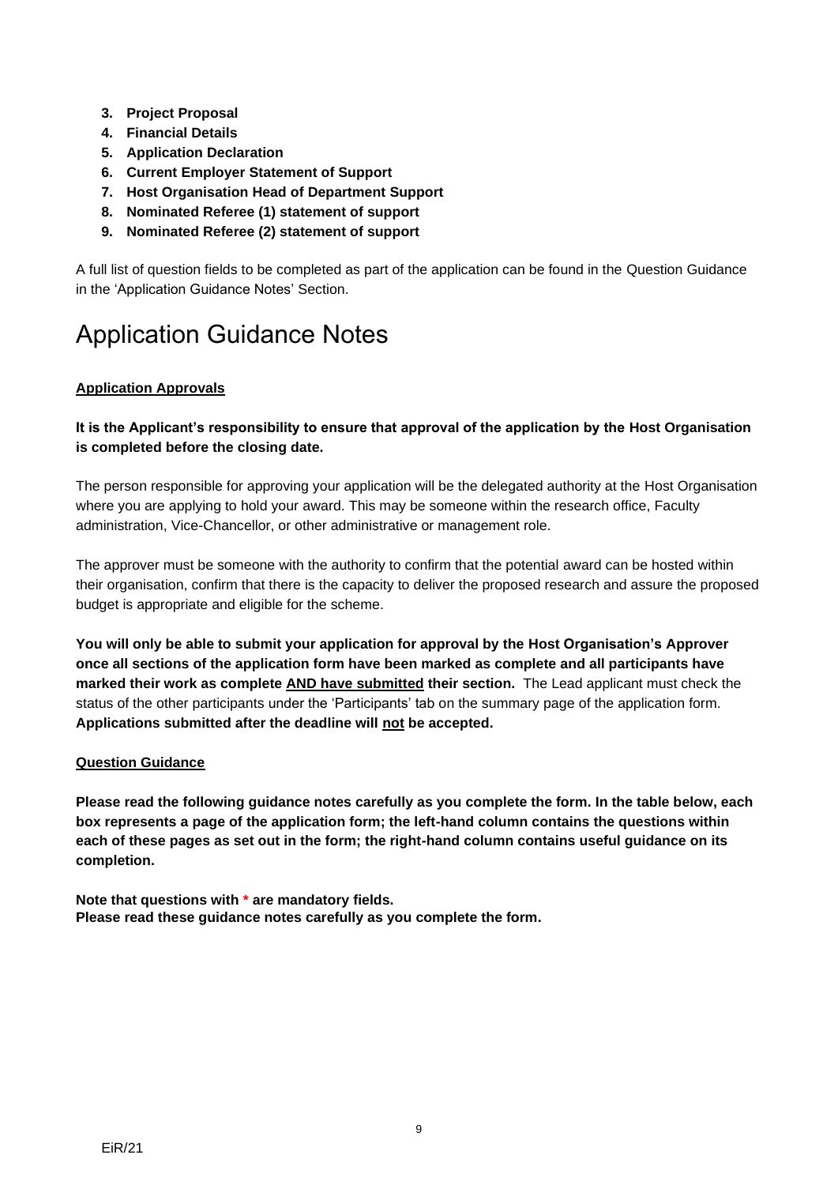3. **Project Proposal**
4. **Financial Details**
5. **Application Declaration**
6. **Current Employer Statement of Support**
7. **Host Organisation Head of Department Support**
8. **Nominated Referee (1) statement of support**
9. **Nominated Referee (2) statement of support**

A full list of question fields to be completed as part of the application can be found in the Question Guidance in the 'Application Guidance Notes' Section.

# Application Guidance Notes

**Application Approvals**

**It is the Applicant's responsibility to ensure that approval of the application by the Host Organisation is completed before the closing date.**

The person responsible for approving your application will be the delegated authority at the Host Organisation where you are applying to hold your award. This may be someone within the research office, Faculty administration, Vice-Chancellor, or other administrative or management role.

The approver must be someone with the authority to confirm that the potential award can be hosted within their organisation, confirm that there is the capacity to deliver the proposed research and assure the proposed budget is appropriate and eligible for the scheme.

**You will only be able to submit your application for approval by the Host Organisation's Approver once all sections of the application form have been marked as complete and all participants have marked their work as complete AND have submitted their section.** The Lead applicant must check the status of the other participants under the 'Participants' tab on the summary page of the application form. **Applications submitted after the deadline will not be accepted.**

**Question Guidance**

**Please read the following guidance notes carefully as you complete the form. In the table below, each box represents a page of the application form; the left-hand column contains the questions within each of these pages as set out in the form; the right-hand column contains useful guidance on its completion.**

**Note that questions with * are mandatory fields.**
**Please read these guidance notes carefully as you complete the form.**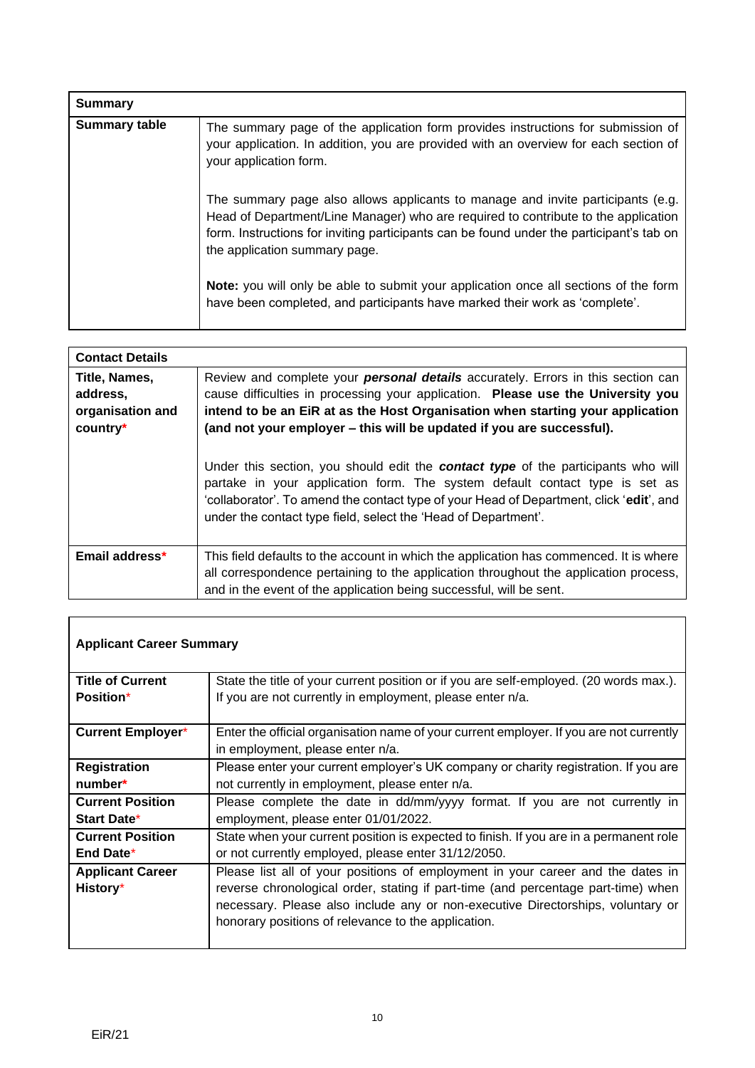| **Summary** | |
|---|---|
| **Summary table** | The summary page of the application form provides instructions for submission of your application. In addition, you are provided with an overview for each section of your application form.<br><br>The summary page also allows applicants to manage and invite participants (e.g. Head of Department/Line Manager) who are required to contribute to the application form. Instructions for inviting participants can be found under the participant's tab on the application summary page.<br><br>**Note:** you will only be able to submit your application once all sections of the form have been completed, and participants have marked their work as 'complete'. |

| **Contact Details** | |
|---|---|
| **Title, Names, address, organisation and country*** | Review and complete your ***personal details*** accurately. Errors in this section can cause difficulties in processing your application. **Please use the University you intend to be an EiR at as the Host Organisation when starting your application (and not your employer – this will be updated if you are successful).**<br><br>Under this section, you should edit the ***contact type*** of the participants who will partake in your application form. The system default contact type is set as 'collaborator'. To amend the contact type of your Head of Department, click '**edit**', and under the contact type field, select the 'Head of Department'. |
| **Email address*** | This field defaults to the account in which the application has commenced. It is where all correspondence pertaining to the application throughout the application process, and in the event of the application being successful, will be sent. |

| **Applicant Career Summary** | |
|---|---|
| **Title of Current Position*** | State the title of your current position or if you are self-employed. (20 words max.). If you are not currently in employment, please enter n/a. |
| **Current Employer*** | Enter the official organisation name of your current employer. If you are not currently in employment, please enter n/a. |
| **Registration number*** | Please enter your current employer's UK company or charity registration. If you are not currently in employment, please enter n/a. |
| **Current Position Start Date*** | Please complete the date in dd/mm/yyyy format. If you are not currently in employment, please enter 01/01/2022. |
| **Current Position End Date*** | State when your current position is expected to finish. If you are in a permanent role or not currently employed, please enter 31/12/2050. |
| **Applicant Career History*** | Please list all of your positions of employment in your career and the dates in reverse chronological order, stating if part-time (and percentage part-time) when necessary. Please also include any or non-executive Directorships, voluntary or honorary positions of relevance to the application. |

EiR/21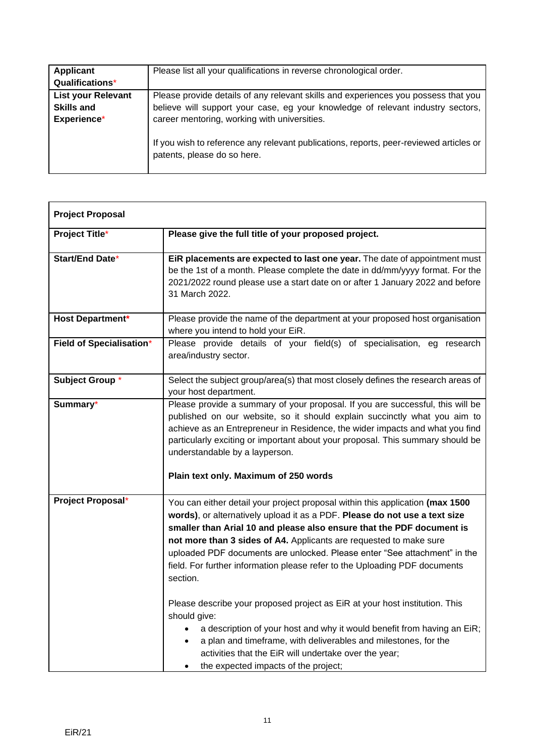| Applicant Qualifications* | Please list all your qualifications in reverse chronological order. |
|---|---|
| **List your Relevant Skills and Experience*** | Please provide details of any relevant skills and experiences you possess that you believe will support your case, eg your knowledge of relevant industry sectors, career mentoring, working with universities.<br><br>If you wish to reference any relevant publications, reports, peer-reviewed articles or patents, please do so here. |

| **Project Proposal** | |
|---|---|
| **Project Title*** | **Please give the full title of your proposed project.** |
| **Start/End Date*** | **EiR placements are expected to last one year.** The date of appointment must be the 1st of a month. Please complete the date in dd/mm/yyyy format. For the 2021/2022 round please use a start date on or after 1 January 2022 and before 31 March 2022. |
| **Host Department*** | Please provide the name of the department at your proposed host organisation where you intend to hold your EiR. |
| **Field of Specialisation*** | Please provide details of your field(s) of specialisation, eg research area/industry sector. |
| **Subject Group *** | Select the subject group/area(s) that most closely defines the research areas of your host department. |
| **Summary*** | Please provide a summary of your proposal. If you are successful, this will be published on our website, so it should explain succinctly what you aim to achieve as an Entrepreneur in Residence, the wider impacts and what you find particularly exciting or important about your proposal. This summary should be understandable by a layperson.<br><br>**Plain text only. Maximum of 250 words** |
| **Project Proposal*** | You can either detail your project proposal within this application **(max 1500 words)**, or alternatively upload it as a PDF. **Please do not use a text size smaller than Arial 10 and please also ensure that the PDF document is not more than 3 sides of A4.** Applicants are requested to make sure uploaded PDF documents are unlocked. Please enter "See attachment" in the field. For further information please refer to the Uploading PDF documents section.<br><br>Please describe your proposed project as EiR at your host institution. This should give:<br>• a description of your host and why it would benefit from having an EiR;<br>• a plan and timeframe, with deliverables and milestones, for the activities that the EiR will undertake over the year;<br>• the expected impacts of the project; |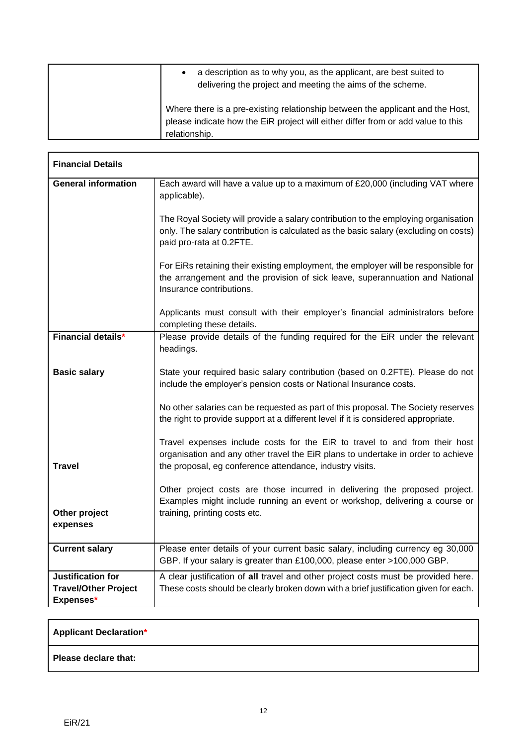| | |
|---|---|
| | • a description as to why you, as the applicant, are best suited to delivering the project and meeting the aims of the scheme.<br><br>Where there is a pre-existing relationship between the applicant and the Host, please indicate how the EiR project will either differ from or add value to this relationship. |

| **Financial Details** | |
|---|---|
| **General information** | Each award will have a value up to a maximum of £20,000 (including VAT where applicable).<br><br>The Royal Society will provide a salary contribution to the employing organisation only. The salary contribution is calculated as the basic salary (excluding on costs) paid pro-rata at 0.2FTE.<br><br>For EiRs retaining their existing employment, the employer will be responsible for the arrangement and the provision of sick leave, superannuation and National Insurance contributions.<br><br>Applicants must consult with their employer's financial administrators before completing these details. |
| **Financial details*** | Please provide details of the funding required for the EiR under the relevant headings. |
| **Basic salary** | State your required basic salary contribution (based on 0.2FTE). Please do not include the employer's pension costs or National Insurance costs.<br><br>No other salaries can be requested as part of this proposal. The Society reserves the right to provide support at a different level if it is considered appropriate. |
| **Travel** | Travel expenses include costs for the EiR to travel to and from their host organisation and any other travel the EiR plans to undertake in order to achieve the proposal, eg conference attendance, industry visits. |
| **Other project expenses** | Other project costs are those incurred in delivering the proposed project. Examples might include running an event or workshop, delivering a course or training, printing costs etc. |
| **Current salary** | Please enter details of your current basic salary, including currency eg 30,000 GBP. If your salary is greater than £100,000, please enter >100,000 GBP. |
| **Justification for Travel/Other Project Expenses*** | A clear justification of **all** travel and other project costs must be provided here. These costs should be clearly broken down with a brief justification given for each. |

| **Applicant Declaration*** |
|---|
| **Please declare that:** |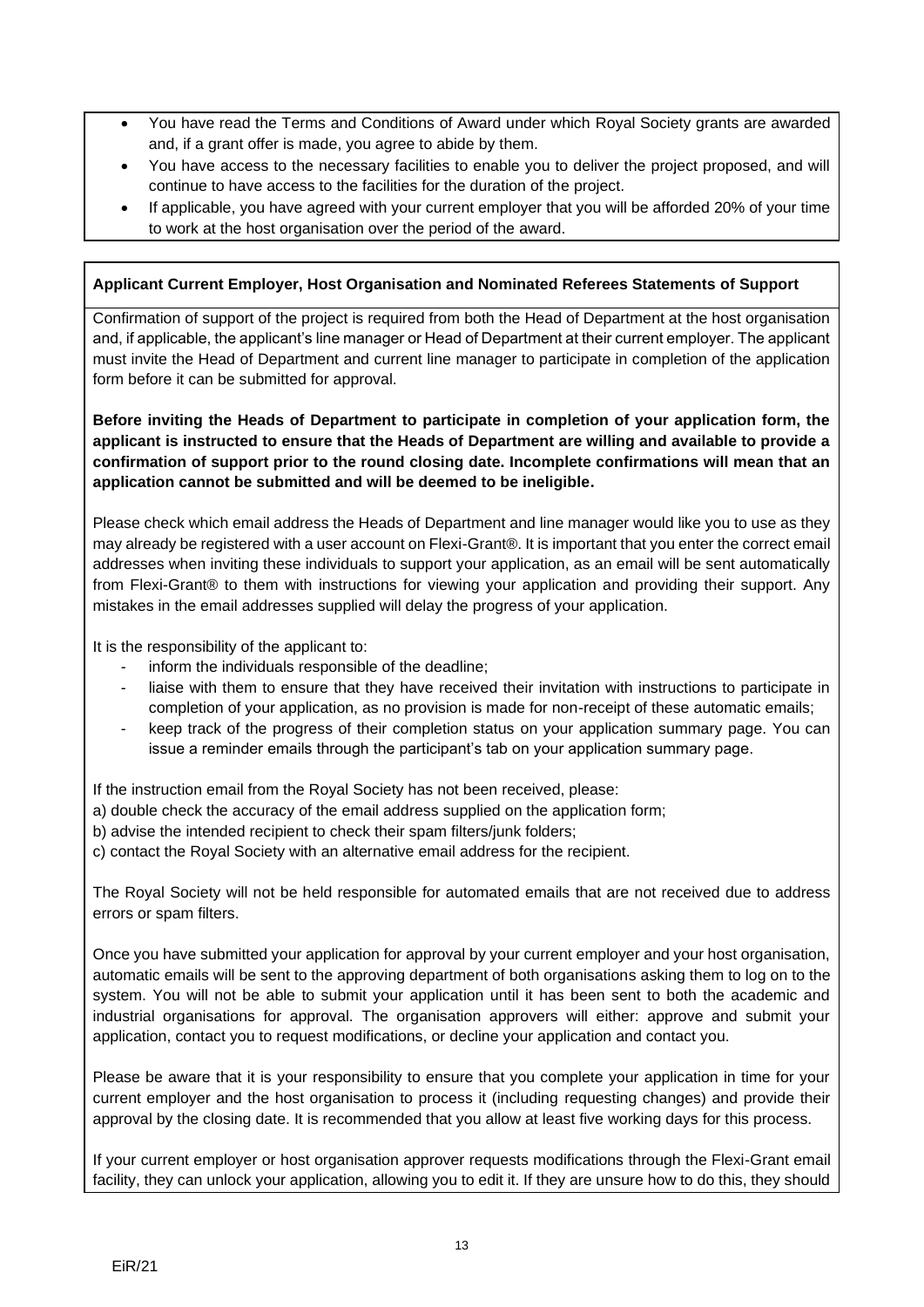- You have read the Terms and Conditions of Award under which Royal Society grants are awarded and, if a grant offer is made, you agree to abide by them.
- You have access to the necessary facilities to enable you to deliver the project proposed, and will continue to have access to the facilities for the duration of the project.
- If applicable, you have agreed with your current employer that you will be afforded 20% of your time to work at the host organisation over the period of the award.

**Applicant Current Employer, Host Organisation and Nominated Referees Statements of Support**

Confirmation of support of the project is required from both the Head of Department at the host organisation and, if applicable, the applicant's line manager or Head of Department at their current employer. The applicant must invite the Head of Department and current line manager to participate in completion of the application form before it can be submitted for approval.

**Before inviting the Heads of Department to participate in completion of your application form, the applicant is instructed to ensure that the Heads of Department are willing and available to provide a confirmation of support prior to the round closing date. Incomplete confirmations will mean that an application cannot be submitted and will be deemed to be ineligible.**

Please check which email address the Heads of Department and line manager would like you to use as they may already be registered with a user account on Flexi-Grant®. It is important that you enter the correct email addresses when inviting these individuals to support your application, as an email will be sent automatically from Flexi-Grant® to them with instructions for viewing your application and providing their support. Any mistakes in the email addresses supplied will delay the progress of your application.

It is the responsibility of the applicant to:

- inform the individuals responsible of the deadline;
- liaise with them to ensure that they have received their invitation with instructions to participate in completion of your application, as no provision is made for non-receipt of these automatic emails;
- keep track of the progress of their completion status on your application summary page. You can issue a reminder emails through the participant's tab on your application summary page.

If the instruction email from the Royal Society has not been received, please:

a) double check the accuracy of the email address supplied on the application form;
b) advise the intended recipient to check their spam filters/junk folders;
c) contact the Royal Society with an alternative email address for the recipient.

The Royal Society will not be held responsible for automated emails that are not received due to address errors or spam filters.

Once you have submitted your application for approval by your current employer and your host organisation, automatic emails will be sent to the approving department of both organisations asking them to log on to the system. You will not be able to submit your application until it has been sent to both the academic and industrial organisations for approval. The organisation approvers will either: approve and submit your application, contact you to request modifications, or decline your application and contact you.

Please be aware that it is your responsibility to ensure that you complete your application in time for your current employer and the host organisation to process it (including requesting changes) and provide their approval by the closing date. It is recommended that you allow at least five working days for this process.

If your current employer or host organisation approver requests modifications through the Flexi-Grant email facility, they can unlock your application, allowing you to edit it. If they are unsure how to do this, they should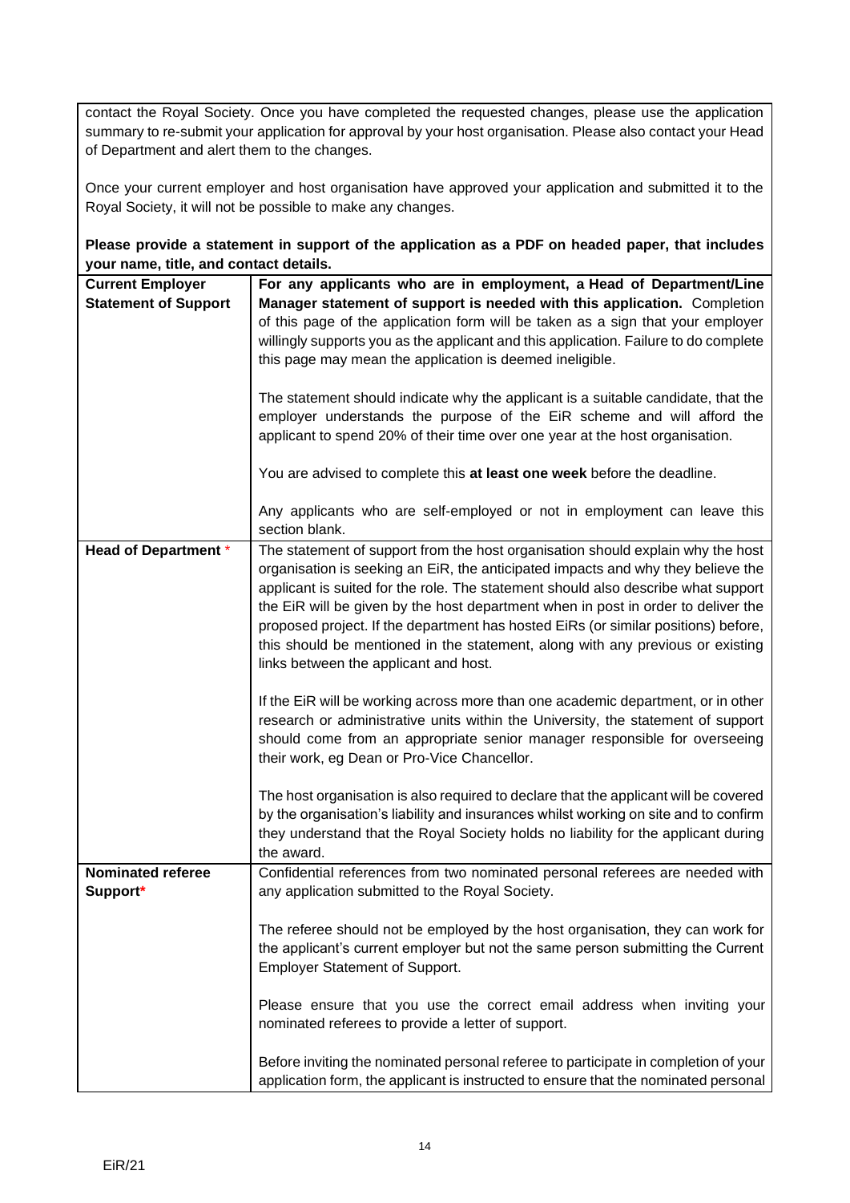contact the Royal Society. Once you have completed the requested changes, please use the application summary to re-submit your application for approval by your host organisation. Please also contact your Head of Department and alert them to the changes.

Once your current employer and host organisation have approved your application and submitted it to the Royal Society, it will not be possible to make any changes.

**Please provide a statement in support of the application as a PDF on headed paper, that includes your name, title, and contact details.**

| | |
|---|---|
| **Current Employer Statement of Support** | **For any applicants who are in employment, a Head of Department/Line Manager statement of support is needed with this application.** Completion of this page of the application form will be taken as a sign that your employer willingly supports you as the applicant and this application. Failure to do complete this page may mean the application is deemed ineligible.<br><br>The statement should indicate why the applicant is a suitable candidate, that the employer understands the purpose of the EiR scheme and will afford the applicant to spend 20% of their time over one year at the host organisation.<br><br>You are advised to complete this **at least one week** before the deadline.<br><br>Any applicants who are self-employed or not in employment can leave this section blank. |
| **Head of Department** * | The statement of support from the host organisation should explain why the host organisation is seeking an EiR, the anticipated impacts and why they believe the applicant is suited for the role. The statement should also describe what support the EiR will be given by the host department when in post in order to deliver the proposed project. If the department has hosted EiRs (or similar positions) before, this should be mentioned in the statement, along with any previous or existing links between the applicant and host.<br><br>If the EiR will be working across more than one academic department, or in other research or administrative units within the University, the statement of support should come from an appropriate senior manager responsible for overseeing their work, eg Dean or Pro-Vice Chancellor.<br><br>The host organisation is also required to declare that the applicant will be covered by the organisation's liability and insurances whilst working on site and to confirm they understand that the Royal Society holds no liability for the applicant during the award. |
| **Nominated referee Support*** | Confidential references from two nominated personal referees are needed with any application submitted to the Royal Society.<br><br>The referee should not be employed by the host organisation, they can work for the applicant's current employer but not the same person submitting the Current Employer Statement of Support.<br><br>Please ensure that you use the correct email address when inviting your nominated referees to provide a letter of support.<br><br>Before inviting the nominated personal referee to participate in completion of your application form, the applicant is instructed to ensure that the nominated personal |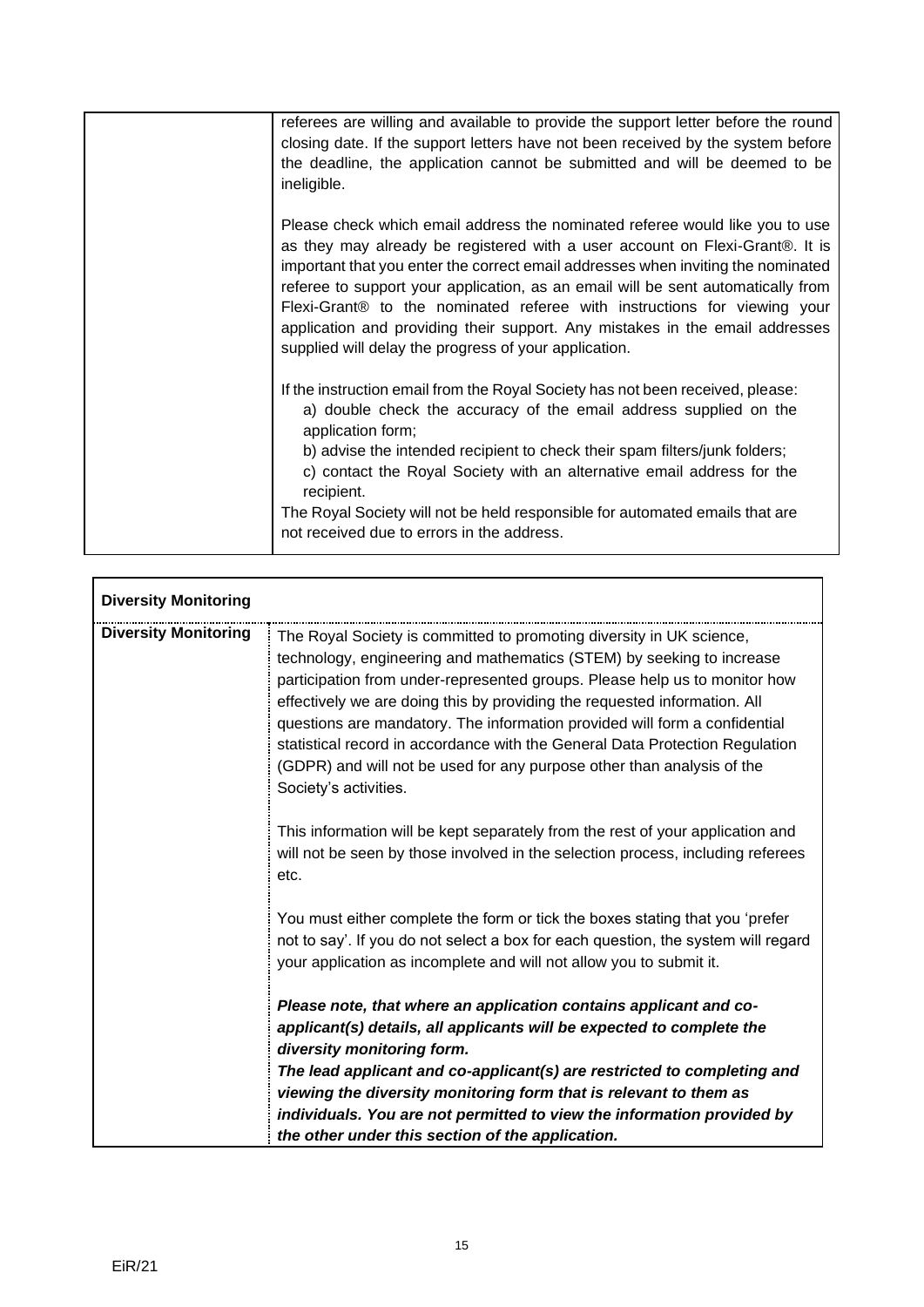| | |
|---|---|
| | referees are willing and available to provide the support letter before the round closing date. If the support letters have not been received by the system before the deadline, the application cannot be submitted and will be deemed to be ineligible.<br><br>Please check which email address the nominated referee would like you to use as they may already be registered with a user account on Flexi-Grant®. It is important that you enter the correct email addresses when inviting the nominated referee to support your application, as an email will be sent automatically from Flexi-Grant® to the nominated referee with instructions for viewing your application and providing their support. Any mistakes in the email addresses supplied will delay the progress of your application.<br><br>If the instruction email from the Royal Society has not been received, please:<br>a) double check the accuracy of the email address supplied on the application form;<br>b) advise the intended recipient to check their spam filters/junk folders;<br>c) contact the Royal Society with an alternative email address for the recipient.<br>The Royal Society will not be held responsible for automated emails that are not received due to errors in the address. |

| **Diversity Monitoring** | |
|---|---|
| **Diversity Monitoring** | The Royal Society is committed to promoting diversity in UK science, technology, engineering and mathematics (STEM) by seeking to increase participation from under-represented groups. Please help us to monitor how effectively we are doing this by providing the requested information. All questions are mandatory. The information provided will form a confidential statistical record in accordance with the General Data Protection Regulation (GDPR) and will not be used for any purpose other than analysis of the Society's activities.<br><br>This information will be kept separately from the rest of your application and will not be seen by those involved in the selection process, including referees etc.<br><br>You must either complete the form or tick the boxes stating that you 'prefer not to say'. If you do not select a box for each question, the system will regard your application as incomplete and will not allow you to submit it.<br><br>***Please note, that where an application contains applicant and co-applicant(s) details, all applicants will be expected to complete the diversity monitoring form.***<br>***The lead applicant and co-applicant(s) are restricted to completing and viewing the diversity monitoring form that is relevant to them as individuals. You are not permitted to view the information provided by the other under this section of the application.*** |

EiR/21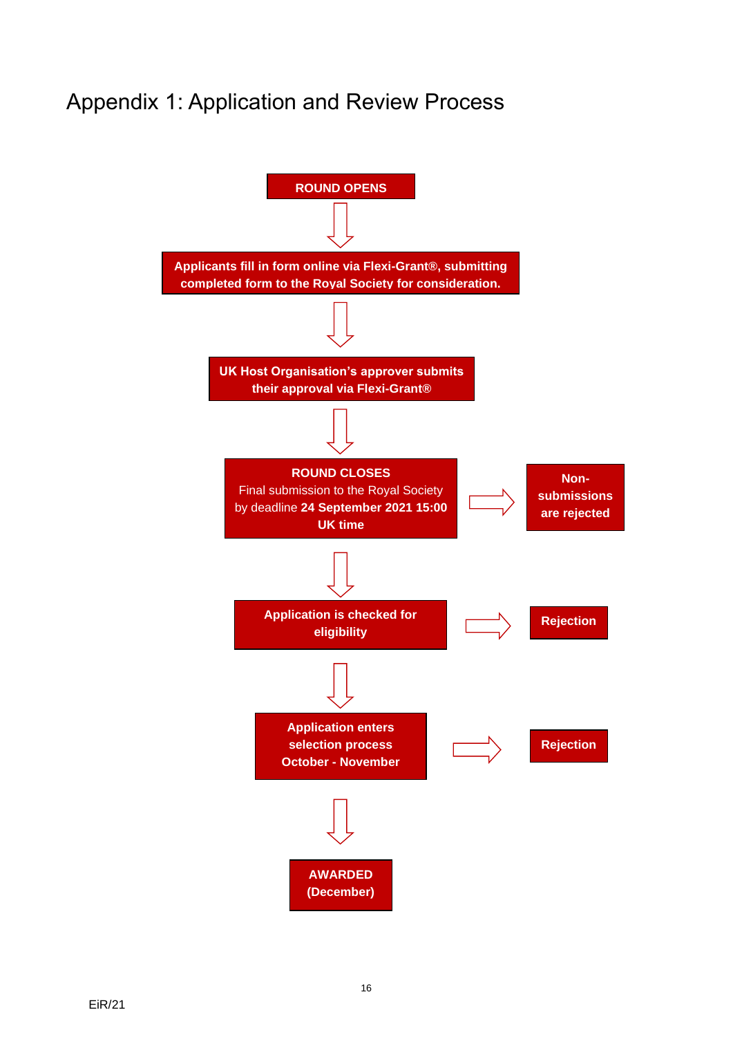# Appendix 1: Application and Review Process

**ROUND OPENS**

**Applicants fill in form online via Flexi-Grant®, submitting completed form to the Royal Society for consideration.**

**UK Host Organisation's approver submits their approval via Flexi-Grant®**

**ROUND CLOSES**
Final submission to the Royal Society by deadline **24 September 2021 15:00 UK time**

**Non-submissions are rejected**

**Application is checked for eligibility**

**Rejection**

**Application enters selection process October - November**

**Rejection**

**AWARDED (December)**

EiR/21